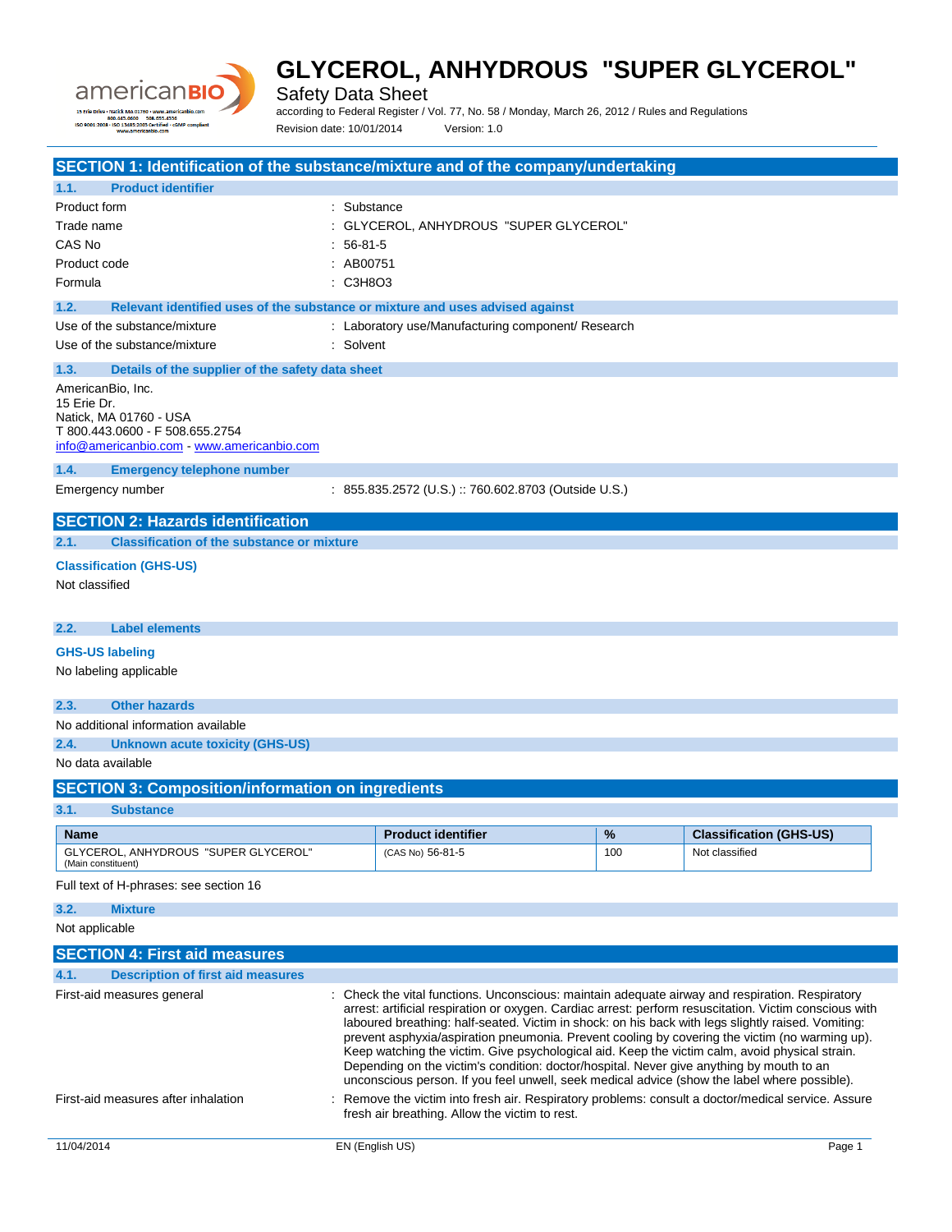# GLYCEROL, ANHYDROUS "SUPER GLYCEROL"

Safety Data Sheet

according to Federal Register / Vol. 77, No. 58 / Monday, March 26, 2012 / Rules and Regulations

Revision date: 10/01/2014 Version: 1.0

## SECTION 1: Identification of the substance/mixture and of the company/undertaking

### 1.1. Product identifier

Product form : Substance

Trade name : GLYCEROL, ANHYDROUS "SUPER GLYCEROL"

CAS No : 56-81-5

Product code : AB00751

Formula : C3H8O3

### 1.2. Relevant identified uses of the substance or mixture and uses advised against

Use of the substance/mixture : Laboratory use/Manufacturing component/ Research

Use of the substance/mixture : Solvent

### 1.3. Details of the supplier of the safety data sheet

AmericanBio, Inc.
15 Erie Dr.
Natick, MA 01760 - USA
T 800.443.0600 - F 508.655.2754
info@americanbio.com - www.americanbio.com

### 1.4. Emergency telephone number

Emergency number : 855.835.2572 (U.S.) :: 760.602.8703 (Outside U.S.)

## SECTION 2: Hazards identification

### 2.1. Classification of the substance or mixture

**Classification (GHS-US)**

Not classified

### 2.2. Label elements

**GHS-US labeling**

No labeling applicable

### 2.3. Other hazards

No additional information available

### 2.4. Unknown acute toxicity (GHS-US)

No data available

## SECTION 3: Composition/information on ingredients

### 3.1. Substance

| Name | Product identifier | % | Classification (GHS-US) |
|---|---|---|---|
| GLYCEROL, ANHYDROUS "SUPER GLYCEROL" (Main constituent) | (CAS No) 56-81-5 | 100 | Not classified |

Full text of H-phrases: see section 16

### 3.2. Mixture

Not applicable

## SECTION 4: First aid measures

### 4.1. Description of first aid measures

First-aid measures general : Check the vital functions. Unconscious: maintain adequate airway and respiration. Respiratory arrest: artificial respiration or oxygen. Cardiac arrest: perform resuscitation. Victim conscious with laboured breathing: half-seated. Victim in shock: on his back with legs slightly raised. Vomiting: prevent asphyxia/aspiration pneumonia. Prevent cooling by covering the victim (no warming up). Keep watching the victim. Give psychological aid. Keep the victim calm, avoid physical strain. Depending on the victim's condition: doctor/hospital. Never give anything by mouth to an unconscious person. If you feel unwell, seek medical advice (show the label where possible).

First-aid measures after inhalation : Remove the victim into fresh air. Respiratory problems: consult a doctor/medical service. Assure fresh air breathing. Allow the victim to rest.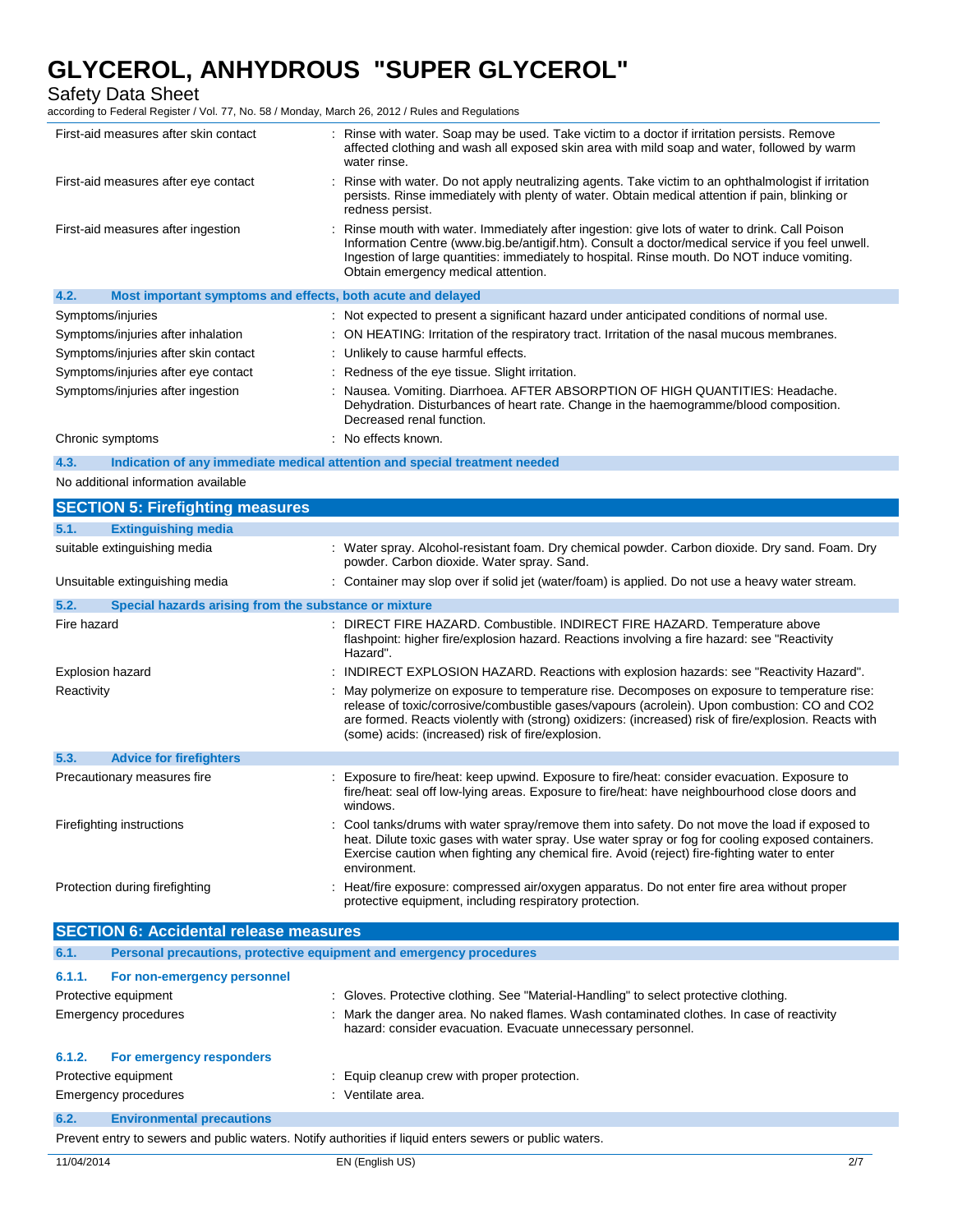| | |
|---|---|
| First-aid measures after skin contact | : Rinse with water. Soap may be used. Take victim to a doctor if irritation persists. Remove affected clothing and wash all exposed skin area with mild soap and water, followed by warm water rinse. |
| First-aid measures after eye contact | : Rinse with water. Do not apply neutralizing agents. Take victim to an ophthalmologist if irritation persists. Rinse immediately with plenty of water. Obtain medical attention if pain, blinking or redness persist. |
| First-aid measures after ingestion | : Rinse mouth with water. Immediately after ingestion: give lots of water to drink. Call Poison Information Centre (www.big.be/antigif.htm). Consult a doctor/medical service if you feel unwell. Ingestion of large quantities: immediately to hospital. Rinse mouth. Do NOT induce vomiting. Obtain emergency medical attention. |

### 4.2. Most important symptoms and effects, both acute and delayed

| | |
|---|---|
| Symptoms/injuries | : Not expected to present a significant hazard under anticipated conditions of normal use. |
| Symptoms/injuries after inhalation | : ON HEATING: Irritation of the respiratory tract. Irritation of the nasal mucous membranes. |
| Symptoms/injuries after skin contact | : Unlikely to cause harmful effects. |
| Symptoms/injuries after eye contact | : Redness of the eye tissue. Slight irritation. |
| Symptoms/injuries after ingestion | : Nausea. Vomiting. Diarrhoea. AFTER ABSORPTION OF HIGH QUANTITIES: Headache. Dehydration. Disturbances of heart rate. Change in the haemogramme/blood composition. Decreased renal function. |
| Chronic symptoms | : No effects known. |

### 4.3. Indication of any immediate medical attention and special treatment needed

No additional information available

## SECTION 5: Firefighting measures

### 5.1. Extinguishing media

| | |
|---|---|
| suitable extinguishing media | : Water spray. Alcohol-resistant foam. Dry chemical powder. Carbon dioxide. Dry sand. Foam. Dry powder. Carbon dioxide. Water spray. Sand. |
| Unsuitable extinguishing media | : Container may slop over if solid jet (water/foam) is applied. Do not use a heavy water stream. |

### 5.2. Special hazards arising from the substance or mixture

| | |
|---|---|
| Fire hazard | : DIRECT FIRE HAZARD. Combustible. INDIRECT FIRE HAZARD. Temperature above flashpoint: higher fire/explosion hazard. Reactions involving a fire hazard: see "Reactivity Hazard". |
| Explosion hazard | : INDIRECT EXPLOSION HAZARD. Reactions with explosion hazards: see "Reactivity Hazard". |
| Reactivity | : May polymerize on exposure to temperature rise. Decomposes on exposure to temperature rise: release of toxic/corrosive/combustible gases/vapours (acrolein). Upon combustion: CO and CO2 are formed. Reacts violently with (strong) oxidizers: (increased) risk of fire/explosion. Reacts with (some) acids: (increased) risk of fire/explosion. |

### 5.3. Advice for firefighters

| | |
|---|---|
| Precautionary measures fire | : Exposure to fire/heat: keep upwind. Exposure to fire/heat: consider evacuation. Exposure to fire/heat: seal off low-lying areas. Exposure to fire/heat: have neighbourhood close doors and windows. |
| Firefighting instructions | : Cool tanks/drums with water spray/remove them into safety. Do not move the load if exposed to heat. Dilute toxic gases with water spray. Use water spray or fog for cooling exposed containers. Exercise caution when fighting any chemical fire. Avoid (reject) fire-fighting water to enter environment. |
| Protection during firefighting | : Heat/fire exposure: compressed air/oxygen apparatus. Do not enter fire area without proper protective equipment, including respiratory protection. |

## SECTION 6: Accidental release measures

### 6.1. Personal precautions, protective equipment and emergency procedures

#### 6.1.1. For non-emergency personnel

| | |
|---|---|
| Protective equipment | : Gloves. Protective clothing. See "Material-Handling" to select protective clothing. |
| Emergency procedures | : Mark the danger area. No naked flames. Wash contaminated clothes. In case of reactivity hazard: consider evacuation. Evacuate unnecessary personnel. |

#### 6.1.2. For emergency responders

| | |
|---|---|
| Protective equipment | : Equip cleanup crew with proper protection. |
| Emergency procedures | : Ventilate area. |

### 6.2. Environmental precautions

Prevent entry to sewers and public waters. Notify authorities if liquid enters sewers or public waters.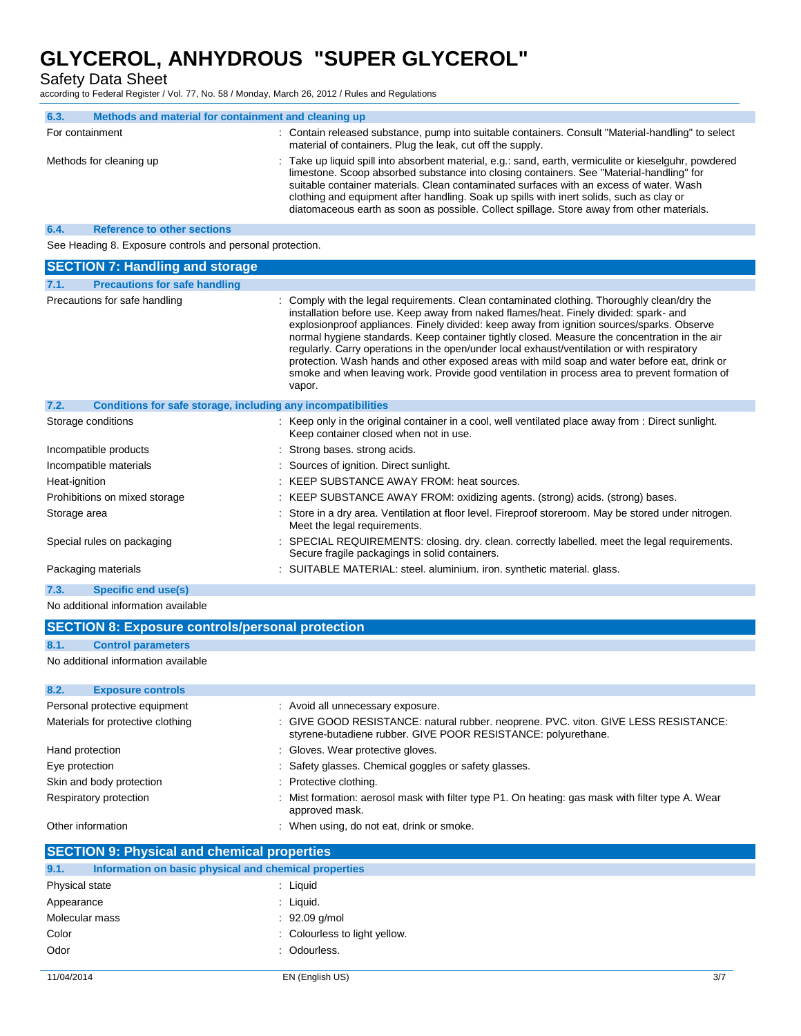### 6.3. Methods and material for containment and cleaning up

| | |
|---|---|
| For containment | : Contain released substance, pump into suitable containers. Consult "Material-handling" to select material of containers. Plug the leak, cut off the supply. |
| Methods for cleaning up | : Take up liquid spill into absorbent material, e.g.: sand, earth, vermiculite or kieselguhr, powdered limestone. Scoop absorbed substance into closing containers. See "Material-handling" for suitable container materials. Clean contaminated surfaces with an excess of water. Wash clothing and equipment after handling. Soak up spills with inert solids, such as clay or diatomaceous earth as soon as possible. Collect spillage. Store away from other materials. |

### 6.4. Reference to other sections

See Heading 8. Exposure controls and personal protection.

## SECTION 7: Handling and storage

### 7.1. Precautions for safe handling

| | |
|---|---|
| Precautions for safe handling | : Comply with the legal requirements. Clean contaminated clothing. Thoroughly clean/dry the installation before use. Keep away from naked flames/heat. Finely divided: spark- and explosionproof appliances. Finely divided: keep away from ignition sources/sparks. Observe normal hygiene standards. Keep container tightly closed. Measure the concentration in the air regularly. Carry operations in the open/under local exhaust/ventilation or with respiratory protection. Wash hands and other exposed areas with mild soap and water before eat, drink or smoke and when leaving work. Provide good ventilation in process area to prevent formation of vapor. |

### 7.2. Conditions for safe storage, including any incompatibilities

| | |
|---|---|
| Storage conditions | : Keep only in the original container in a cool, well ventilated place away from : Direct sunlight. Keep container closed when not in use. |
| Incompatible products | : Strong bases. strong acids. |
| Incompatible materials | : Sources of ignition. Direct sunlight. |
| Heat-ignition | : KEEP SUBSTANCE AWAY FROM: heat sources. |
| Prohibitions on mixed storage | : KEEP SUBSTANCE AWAY FROM: oxidizing agents. (strong) acids. (strong) bases. |
| Storage area | : Store in a dry area. Ventilation at floor level. Fireproof storeroom. May be stored under nitrogen. Meet the legal requirements. |
| Special rules on packaging | : SPECIAL REQUIREMENTS: closing. dry. clean. correctly labelled. meet the legal requirements. Secure fragile packagings in solid containers. |
| Packaging materials | : SUITABLE MATERIAL: steel. aluminium. iron. synthetic material. glass. |

### 7.3. Specific end use(s)

No additional information available

## SECTION 8: Exposure controls/personal protection

### 8.1. Control parameters

No additional information available

### 8.2. Exposure controls

| | |
|---|---|
| Personal protective equipment | : Avoid all unnecessary exposure. |
| Materials for protective clothing | : GIVE GOOD RESISTANCE: natural rubber. neoprene. PVC. viton. GIVE LESS RESISTANCE: styrene-butadiene rubber. GIVE POOR RESISTANCE: polyurethane. |
| Hand protection | : Gloves. Wear protective gloves. |
| Eye protection | : Safety glasses. Chemical goggles or safety glasses. |
| Skin and body protection | : Protective clothing. |
| Respiratory protection | : Mist formation: aerosol mask with filter type P1. On heating: gas mask with filter type A. Wear approved mask. |
| Other information | : When using, do not eat, drink or smoke. |

## SECTION 9: Physical and chemical properties

### 9.1. Information on basic physical and chemical properties

| | |
|---|---|
| Physical state | : Liquid |
| Appearance | : Liquid. |
| Molecular mass | : 92.09 g/mol |
| Color | : Colourless to light yellow. |
| Odor | : Odourless. |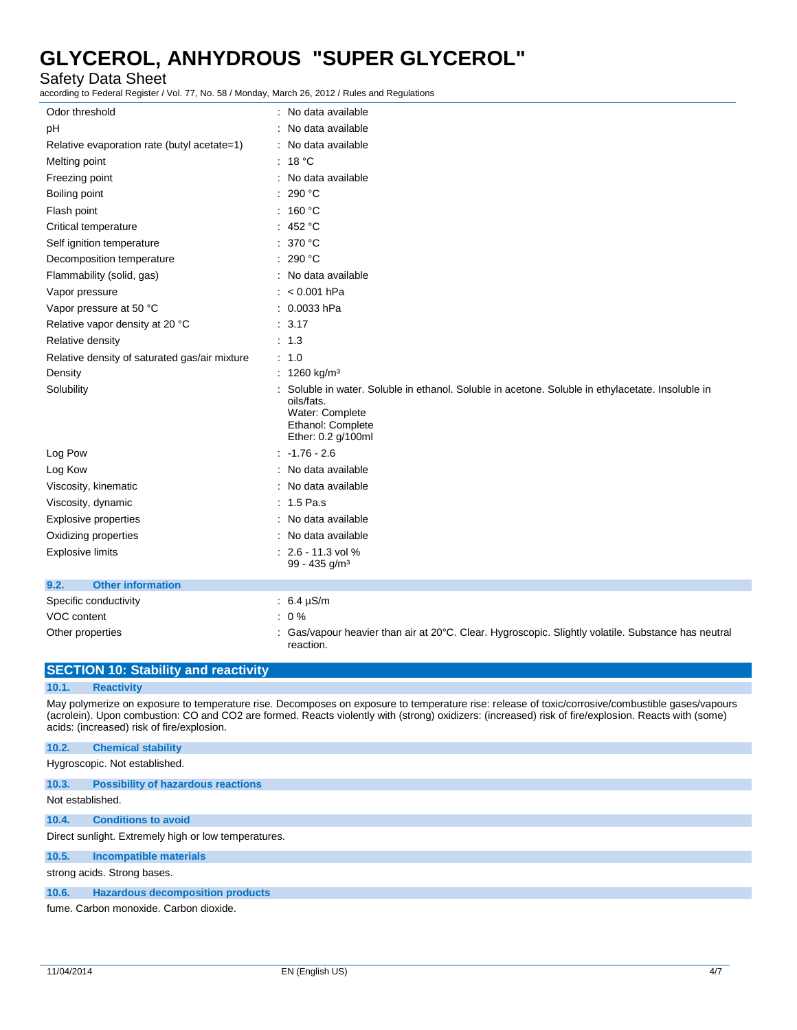| | |
|---|---|
| Odor threshold | : No data available |
| pH | : No data available |
| Relative evaporation rate (butyl acetate=1) | : No data available |
| Melting point | : 18 °C |
| Freezing point | : No data available |
| Boiling point | : 290 °C |
| Flash point | : 160 °C |
| Critical temperature | : 452 °C |
| Self ignition temperature | : 370 °C |
| Decomposition temperature | : 290 °C |
| Flammability (solid, gas) | : No data available |
| Vapor pressure | : < 0.001 hPa |
| Vapor pressure at 50 °C | : 0.0033 hPa |
| Relative vapor density at 20 °C | : 3.17 |
| Relative density | : 1.3 |
| Relative density of saturated gas/air mixture | : 1.0 |
| Density | : 1260 kg/m³ |
| Solubility | : Soluble in water. Soluble in ethanol. Soluble in acetone. Soluble in ethylacetate. Insoluble in oils/fats.<br>Water: Complete<br>Ethanol: Complete<br>Ether: 0.2 g/100ml |
| Log Pow | : -1.76 - 2.6 |
| Log Kow | : No data available |
| Viscosity, kinematic | : No data available |
| Viscosity, dynamic | : 1.5 Pa.s |
| Explosive properties | : No data available |
| Oxidizing properties | : No data available |
| Explosive limits | : 2.6 - 11.3 vol %<br>99 - 435 g/m³ |

### 9.2. Other information

| | |
|---|---|
| Specific conductivity | : 6.4 µS/m |
| VOC content | : 0 % |
| Other properties | : Gas/vapour heavier than air at 20°C. Clear. Hygroscopic. Slightly volatile. Substance has neutral reaction. |

## SECTION 10: Stability and reactivity

### 10.1. Reactivity

May polymerize on exposure to temperature rise. Decomposes on exposure to temperature rise: release of toxic/corrosive/combustible gases/vapours (acrolein). Upon combustion: CO and CO2 are formed. Reacts violently with (strong) oxidizers: (increased) risk of fire/explosion. Reacts with (some) acids: (increased) risk of fire/explosion.

### 10.2. Chemical stability

Hygroscopic. Not established.

### 10.3. Possibility of hazardous reactions

Not established.

### 10.4. Conditions to avoid

Direct sunlight. Extremely high or low temperatures.

### 10.5. Incompatible materials

strong acids. Strong bases.

### 10.6. Hazardous decomposition products

fume. Carbon monoxide. Carbon dioxide.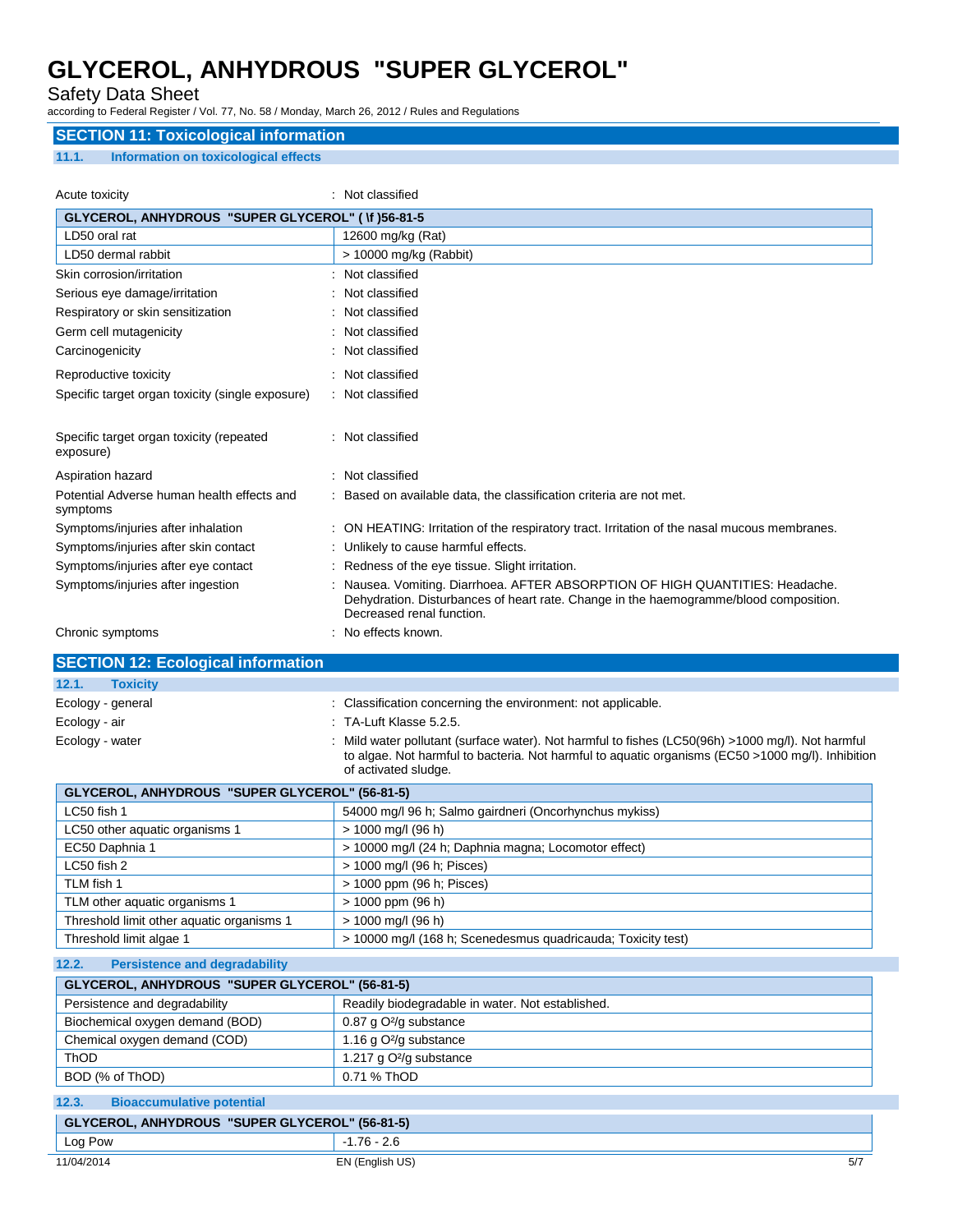## SECTION 11: Toxicological information

### 11.1. Information on toxicological effects

Acute toxicity : Not classified

| GLYCEROL, ANHYDROUS "SUPER GLYCEROL" ( \f )56-81-5 | |
|---|---|
| LD50 oral rat | 12600 mg/kg (Rat) |
| LD50 dermal rabbit | > 10000 mg/kg (Rabbit) |

Skin corrosion/irritation : Not classified

Serious eye damage/irritation : Not classified

Respiratory or skin sensitization : Not classified

Germ cell mutagenicity : Not classified

Carcinogenicity : Not classified

Reproductive toxicity : Not classified

Specific target organ toxicity (single exposure) : Not classified

Specific target organ toxicity (repeated exposure) : Not classified

Aspiration hazard : Not classified

Potential Adverse human health effects and symptoms : Based on available data, the classification criteria are not met.

Symptoms/injuries after inhalation : ON HEATING: Irritation of the respiratory tract. Irritation of the nasal mucous membranes.

Symptoms/injuries after skin contact : Unlikely to cause harmful effects.

Symptoms/injuries after eye contact : Redness of the eye tissue. Slight irritation.

Symptoms/injuries after ingestion : Nausea. Vomiting. Diarrhoea. AFTER ABSORPTION OF HIGH QUANTITIES: Headache. Dehydration. Disturbances of heart rate. Change in the haemogramme/blood composition. Decreased renal function.

Chronic symptoms : No effects known.

## SECTION 12: Ecological information

### 12.1. Toxicity

Ecology - general : Classification concerning the environment: not applicable.

Ecology - air : TA-Luft Klasse 5.2.5.

Ecology - water : Mild water pollutant (surface water). Not harmful to fishes (LC50(96h) >1000 mg/l). Not harmful to algae. Not harmful to bacteria. Not harmful to aquatic organisms (EC50 >1000 mg/l). Inhibition of activated sludge.

| GLYCEROL, ANHYDROUS "SUPER GLYCEROL" (56-81-5) | |
|---|---|
| LC50 fish 1 | 54000 mg/l 96 h; Salmo gairdneri (Oncorhynchus mykiss) |
| LC50 other aquatic organisms 1 | > 1000 mg/l (96 h) |
| EC50 Daphnia 1 | > 10000 mg/l (24 h; Daphnia magna; Locomotor effect) |
| LC50 fish 2 | > 1000 mg/l (96 h; Pisces) |
| TLM fish 1 | > 1000 ppm (96 h; Pisces) |
| TLM other aquatic organisms 1 | > 1000 ppm (96 h) |
| Threshold limit other aquatic organisms 1 | > 1000 mg/l (96 h) |
| Threshold limit algae 1 | > 10000 mg/l (168 h; Scenedesmus quadricauda; Toxicity test) |

### 12.2. Persistence and degradability

| GLYCEROL, ANHYDROUS "SUPER GLYCEROL" (56-81-5) | |
|---|---|
| Persistence and degradability | Readily biodegradable in water. Not established. |
| Biochemical oxygen demand (BOD) | 0.87 g O²/g substance |
| Chemical oxygen demand (COD) | 1.16 g O²/g substance |
| ThOD | 1.217 g O²/g substance |
| BOD (% of ThOD) | 0.71 % ThOD |

### 12.3. Bioaccumulative potential

| GLYCEROL, ANHYDROUS "SUPER GLYCEROL" (56-81-5) | |
|---|---|
| Log Pow | -1.76 - 2.6 |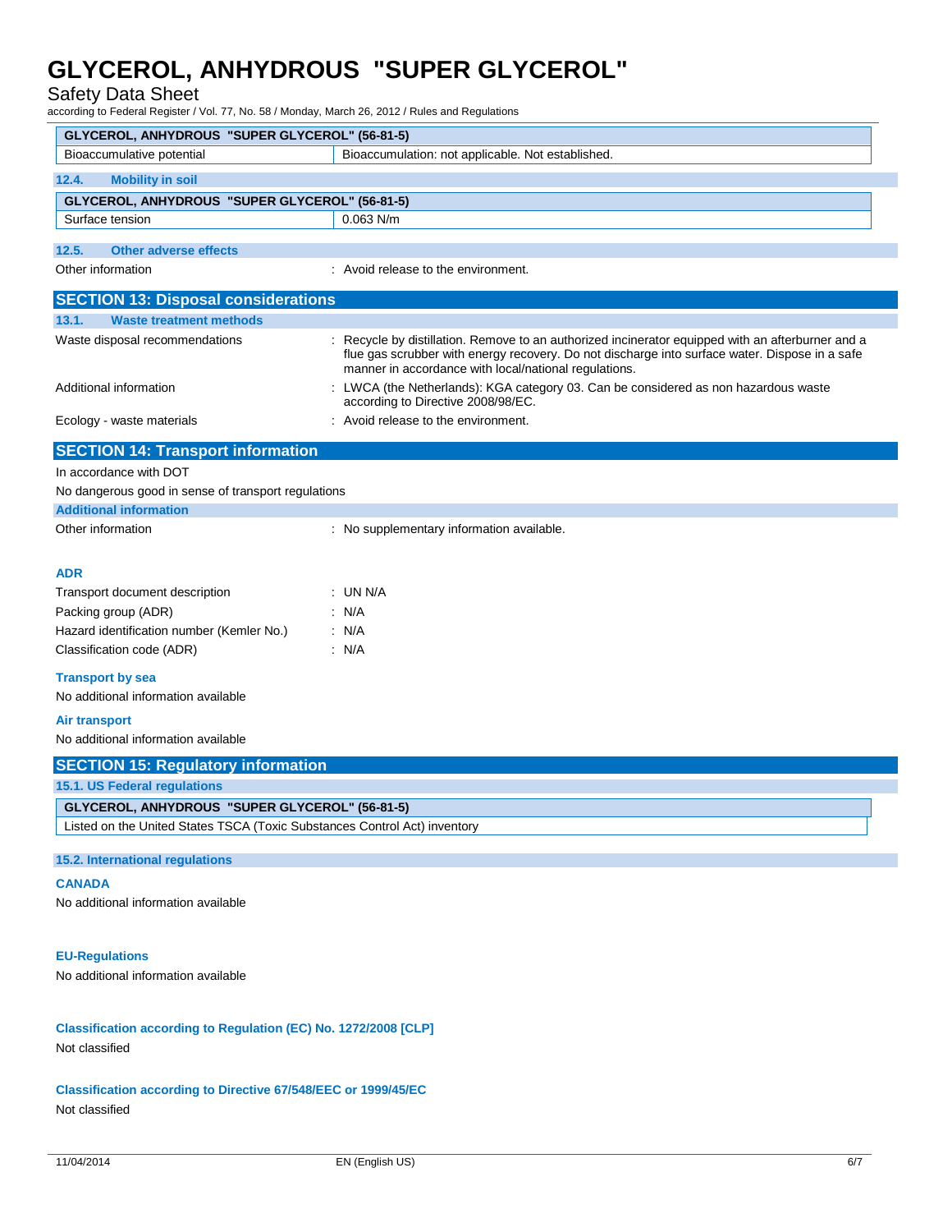| GLYCEROL, ANHYDROUS "SUPER GLYCEROL" (56-81-5) | |
| --- | --- |
| Bioaccumulative potential | Bioaccumulation: not applicable. Not established. |

### 12.4. Mobility in soil

| GLYCEROL, ANHYDROUS "SUPER GLYCEROL" (56-81-5) | |
| --- | --- |
| Surface tension | 0.063 N/m |

### 12.5. Other adverse effects

Other information : Avoid release to the environment.

## SECTION 13: Disposal considerations

### 13.1. Waste treatment methods

Waste disposal recommendations : Recycle by distillation. Remove to an authorized incinerator equipped with an afterburner and a flue gas scrubber with energy recovery. Do not discharge into surface water. Dispose in a safe manner in accordance with local/national regulations.

Additional information : LWCA (the Netherlands): KGA category 03. Can be considered as non hazardous waste according to Directive 2008/98/EC.

Ecology - waste materials : Avoid release to the environment.

## SECTION 14: Transport information

In accordance with DOT

No dangerous good in sense of transport regulations

### Additional information

Other information : No supplementary information available.

### ADR

Transport document description : UN N/A

Packing group (ADR) : N/A

Hazard identification number (Kemler No.) : N/A

Classification code (ADR) : N/A

### Transport by sea

No additional information available

### Air transport

No additional information available

## SECTION 15: Regulatory information

### 15.1. US Federal regulations

| GLYCEROL, ANHYDROUS "SUPER GLYCEROL" (56-81-5) |
| --- |
| Listed on the United States TSCA (Toxic Substances Control Act) inventory |

### 15.2. International regulations

#### CANADA

No additional information available

#### EU-Regulations

No additional information available

#### Classification according to Regulation (EC) No. 1272/2008 [CLP]

Not classified

#### Classification according to Directive 67/548/EEC or 1999/45/EC

Not classified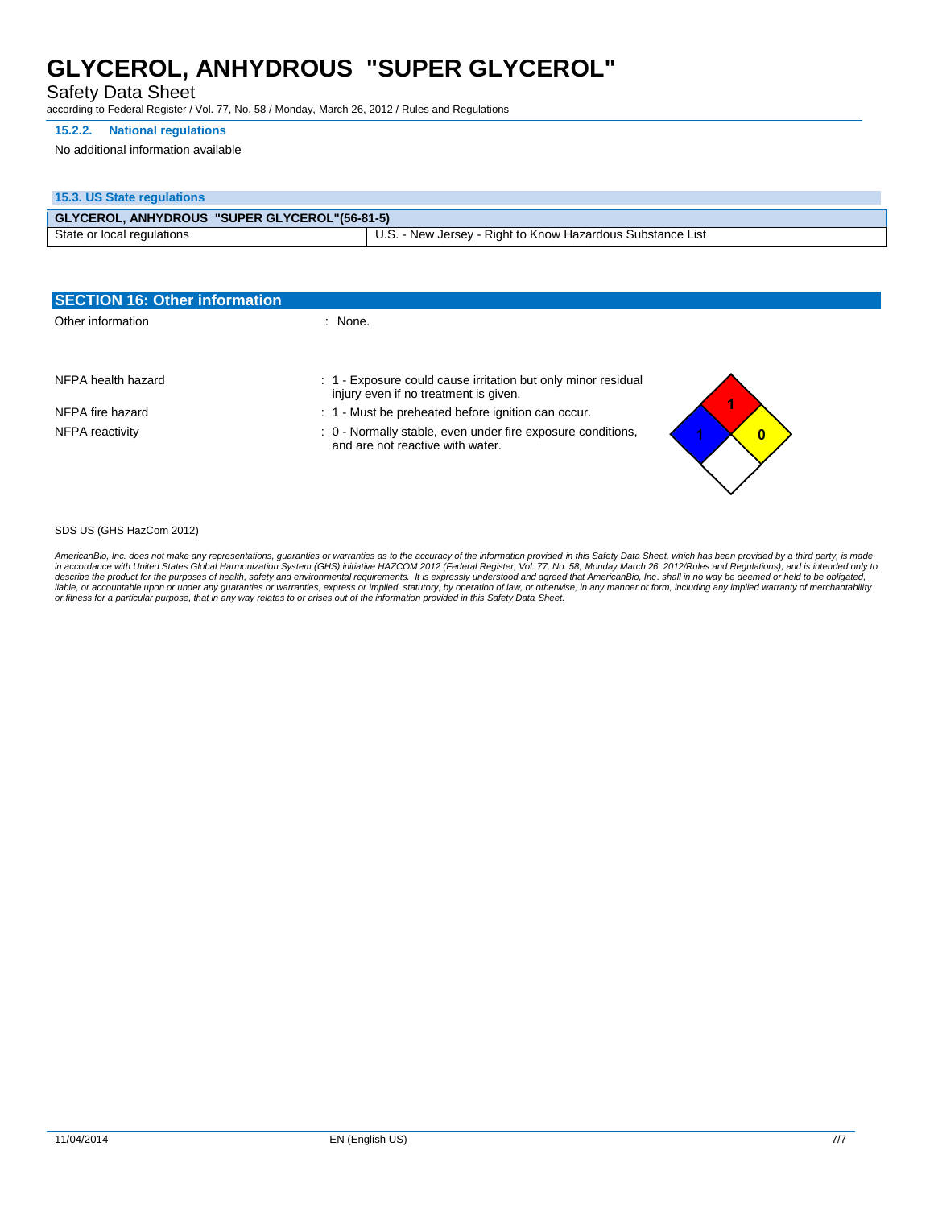#### 15.2.2. National regulations

No additional information available

### 15.3. US State regulations

| GLYCEROL, ANHYDROUS "SUPER GLYCEROL"(56-81-5) | |
|---|---|
| State or local regulations | U.S. - New Jersey - Right to Know Hazardous Substance List |

## SECTION 16: Other information

Other information : None.

NFPA health hazard : 1 - Exposure could cause irritation but only minor residual injury even if no treatment is given.

NFPA fire hazard : 1 - Must be preheated before ignition can occur.

NFPA reactivity : 0 - Normally stable, even under fire exposure conditions, and are not reactive with water.

1

1

0

SDS US (GHS HazCom 2012)

*AmericanBio, Inc. does not make any representations, guaranties or warranties as to the accuracy of the information provided in this Safety Data Sheet, which has been provided by a third party, is made in accordance with United States Global Harmonization System (GHS) initiative HAZCOM 2012 (Federal Register, Vol. 77, No. 58, Monday March 26, 2012/Rules and Regulations), and is intended only to describe the product for the purposes of health, safety and environmental requirements. It is expressly understood and agreed that AmericanBio, Inc. shall in no way be deemed or held to be obligated, liable, or accountable upon or under any guaranties or warranties, express or implied, statutory, by operation of law, or otherwise, in any manner or form, including any implied warranty of merchantability or fitness for a particular purpose, that in any way relates to or arises out of the information provided in this Safety Data Sheet.*